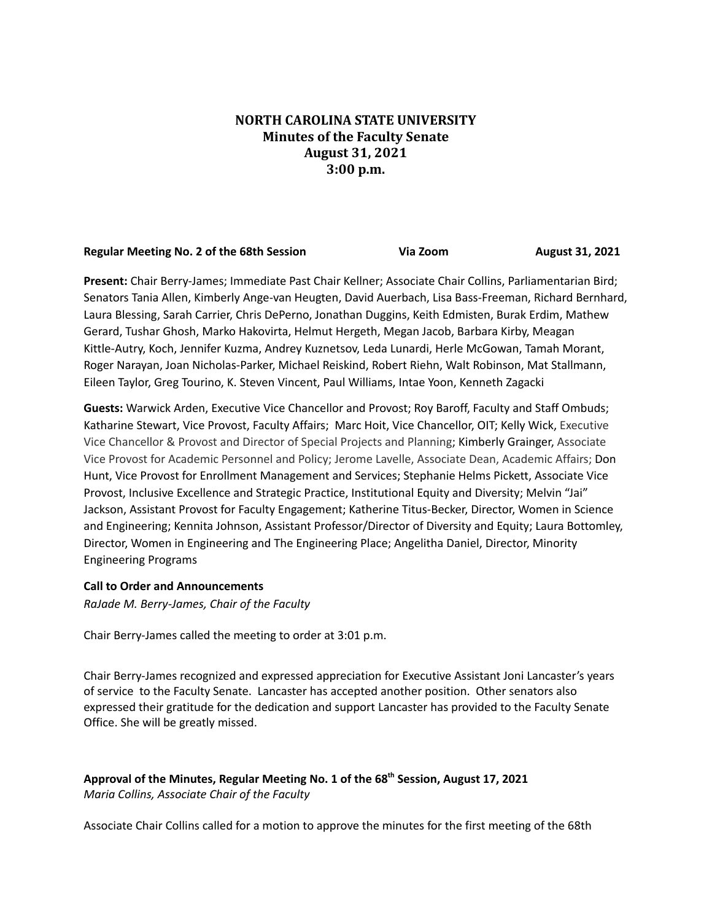# NORTH CAROLINA STATE UNIVERSITY
## Minutes of the Faculty Senate
## August 31, 2021
## 3:00 p.m.

**Regular Meeting No. 2 of the 68th Session** **Via Zoom** **August 31, 2021**

**Present:** Chair Berry-James; Immediate Past Chair Kellner; Associate Chair Collins, Parliamentarian Bird; Senators Tania Allen, Kimberly Ange-van Heugten, David Auerbach, Lisa Bass-Freeman, Richard Bernhard, Laura Blessing, Sarah Carrier, Chris DePerno, Jonathan Duggins, Keith Edmisten, Burak Erdim, Mathew Gerard, Tushar Ghosh, Marko Hakovirta, Helmut Hergeth, Megan Jacob, Barbara Kirby, Meagan Kittle-Autry, Koch, Jennifer Kuzma, Andrey Kuznetsov, Leda Lunardi, Herle McGowan, Tamah Morant, Roger Narayan, Joan Nicholas-Parker, Michael Reiskind, Robert Riehn, Walt Robinson, Mat Stallmann, Eileen Taylor, Greg Tourino, K. Steven Vincent, Paul Williams, Intae Yoon, Kenneth Zagacki

**Guests:** Warwick Arden, Executive Vice Chancellor and Provost; Roy Baroff, Faculty and Staff Ombuds; Katharine Stewart, Vice Provost, Faculty Affairs; Marc Hoit, Vice Chancellor, OIT; Kelly Wick, Executive Vice Chancellor & Provost and Director of Special Projects and Planning; Kimberly Grainger, Associate Vice Provost for Academic Personnel and Policy; Jerome Lavelle, Associate Dean, Academic Affairs; Don Hunt, Vice Provost for Enrollment Management and Services; Stephanie Helms Pickett, Associate Vice Provost, Inclusive Excellence and Strategic Practice, Institutional Equity and Diversity; Melvin "Jai" Jackson, Assistant Provost for Faculty Engagement; Katherine Titus-Becker, Director, Women in Science and Engineering; Kennita Johnson, Assistant Professor/Director of Diversity and Equity; Laura Bottomley, Director, Women in Engineering and The Engineering Place; Angelitha Daniel, Director, Minority Engineering Programs

**Call to Order and Announcements**
*RaJade M. Berry-James, Chair of the Faculty*

Chair Berry-James called the meeting to order at 3:01 p.m.

Chair Berry-James recognized and expressed appreciation for Executive Assistant Joni Lancaster's years of service to the Faculty Senate. Lancaster has accepted another position. Other senators also expressed their gratitude for the dedication and support Lancaster has provided to the Faculty Senate Office. She will be greatly missed.

**Approval of the Minutes, Regular Meeting No. 1 of the 68th Session, August 17, 2021**
*Maria Collins, Associate Chair of the Faculty*

Associate Chair Collins called for a motion to approve the minutes for the first meeting of the 68th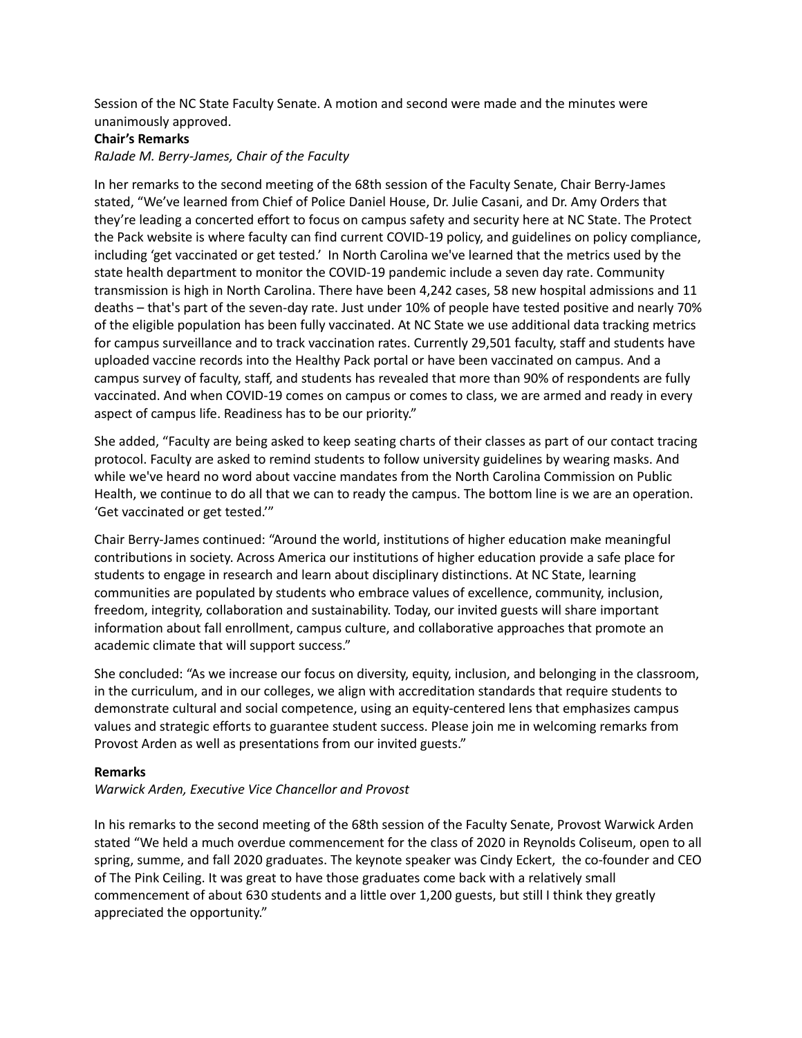Session of the NC State Faculty Senate. A motion and second were made and the minutes were unanimously approved.

**Chair's Remarks**

*RaJade M. Berry-James, Chair of the Faculty*

In her remarks to the second meeting of the 68th session of the Faculty Senate, Chair Berry-James stated, "We've learned from Chief of Police Daniel House, Dr. Julie Casani, and Dr. Amy Orders that they're leading a concerted effort to focus on campus safety and security here at NC State. The Protect the Pack website is where faculty can find current COVID-19 policy, and guidelines on policy compliance, including 'get vaccinated or get tested.' In North Carolina we've learned that the metrics used by the state health department to monitor the COVID-19 pandemic include a seven day rate. Community transmission is high in North Carolina. There have been 4,242 cases, 58 new hospital admissions and 11 deaths – that's part of the seven-day rate. Just under 10% of people have tested positive and nearly 70% of the eligible population has been fully vaccinated. At NC State we use additional data tracking metrics for campus surveillance and to track vaccination rates. Currently 29,501 faculty, staff and students have uploaded vaccine records into the Healthy Pack portal or have been vaccinated on campus. And a campus survey of faculty, staff, and students has revealed that more than 90% of respondents are fully vaccinated. And when COVID-19 comes on campus or comes to class, we are armed and ready in every aspect of campus life. Readiness has to be our priority."

She added, "Faculty are being asked to keep seating charts of their classes as part of our contact tracing protocol. Faculty are asked to remind students to follow university guidelines by wearing masks. And while we've heard no word about vaccine mandates from the North Carolina Commission on Public Health, we continue to do all that we can to ready the campus. The bottom line is we are an operation. 'Get vaccinated or get tested.'"

Chair Berry-James continued: "Around the world, institutions of higher education make meaningful contributions in society. Across America our institutions of higher education provide a safe place for students to engage in research and learn about disciplinary distinctions. At NC State, learning communities are populated by students who embrace values of excellence, community, inclusion, freedom, integrity, collaboration and sustainability. Today, our invited guests will share important information about fall enrollment, campus culture, and collaborative approaches that promote an academic climate that will support success."

She concluded: "As we increase our focus on diversity, equity, inclusion, and belonging in the classroom, in the curriculum, and in our colleges, we align with accreditation standards that require students to demonstrate cultural and social competence, using an equity-centered lens that emphasizes campus values and strategic efforts to guarantee student success. Please join me in welcoming remarks from Provost Arden as well as presentations from our invited guests."

**Remarks**

*Warwick Arden, Executive Vice Chancellor and Provost*

In his remarks to the second meeting of the 68th session of the Faculty Senate, Provost Warwick Arden stated "We held a much overdue commencement for the class of 2020 in Reynolds Coliseum, open to all spring, summe, and fall 2020 graduates. The keynote speaker was Cindy Eckert, the co-founder and CEO of The Pink Ceiling. It was great to have those graduates come back with a relatively small commencement of about 630 students and a little over 1,200 guests, but still I think they greatly appreciated the opportunity."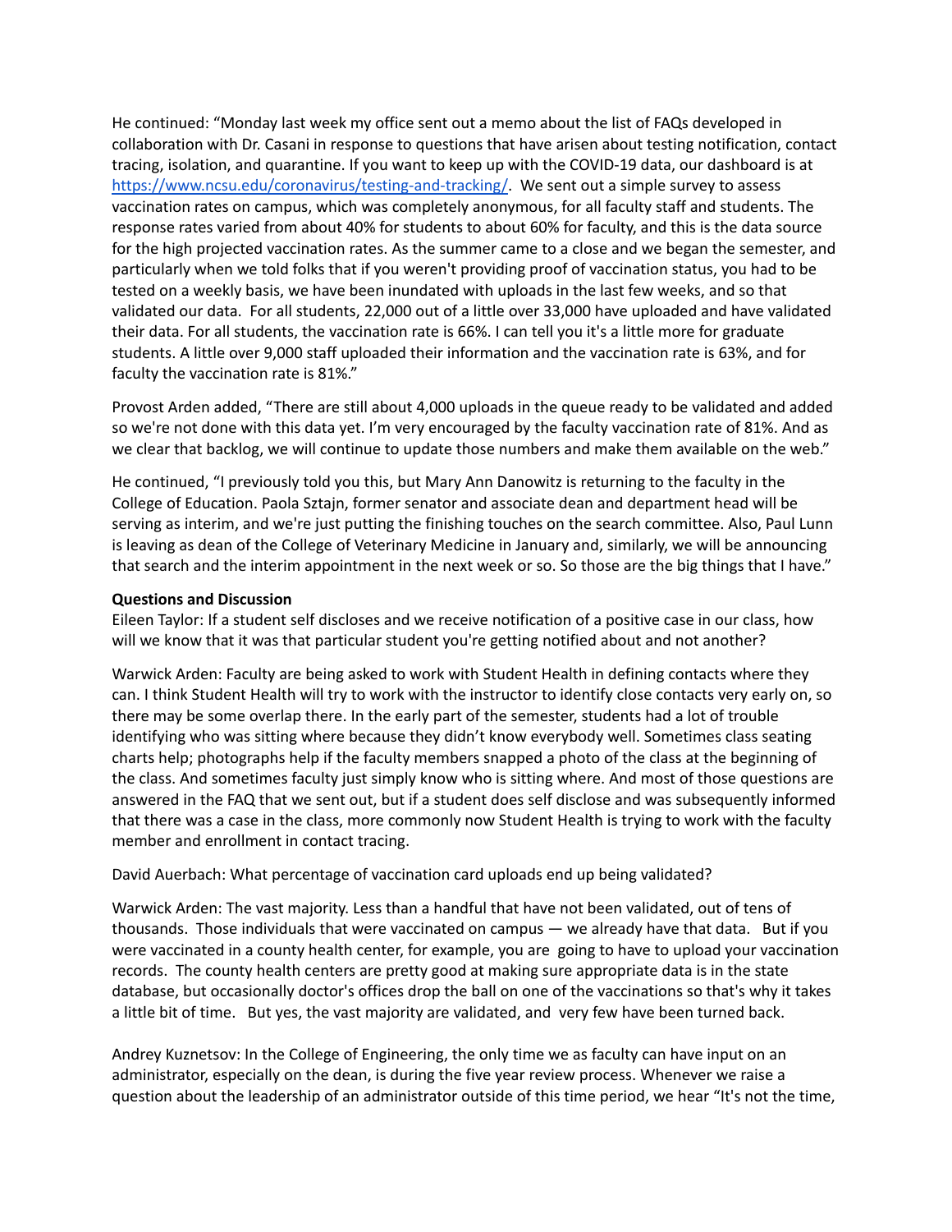He continued: "Monday last week my office sent out a memo about the list of FAQs developed in collaboration with Dr. Casani in response to questions that have arisen about testing notification, contact tracing, isolation, and quarantine. If you want to keep up with the COVID-19 data, our dashboard is at https://www.ncsu.edu/coronavirus/testing-and-tracking/. We sent out a simple survey to assess vaccination rates on campus, which was completely anonymous, for all faculty staff and students. The response rates varied from about 40% for students to about 60% for faculty, and this is the data source for the high projected vaccination rates. As the summer came to a close and we began the semester, and particularly when we told folks that if you weren't providing proof of vaccination status, you had to be tested on a weekly basis, we have been inundated with uploads in the last few weeks, and so that validated our data. For all students, 22,000 out of a little over 33,000 have uploaded and have validated their data. For all students, the vaccination rate is 66%. I can tell you it's a little more for graduate students. A little over 9,000 staff uploaded their information and the vaccination rate is 63%, and for faculty the vaccination rate is 81%."

Provost Arden added, "There are still about 4,000 uploads in the queue ready to be validated and added so we're not done with this data yet. I'm very encouraged by the faculty vaccination rate of 81%. And as we clear that backlog, we will continue to update those numbers and make them available on the web."

He continued, "I previously told you this, but Mary Ann Danowitz is returning to the faculty in the College of Education. Paola Sztajn, former senator and associate dean and department head will be serving as interim, and we're just putting the finishing touches on the search committee. Also, Paul Lunn is leaving as dean of the College of Veterinary Medicine in January and, similarly, we will be announcing that search and the interim appointment in the next week or so. So those are the big things that I have."

**Questions and Discussion**

Eileen Taylor: If a student self discloses and we receive notification of a positive case in our class, how will we know that it was that particular student you're getting notified about and not another?

Warwick Arden: Faculty are being asked to work with Student Health in defining contacts where they can. I think Student Health will try to work with the instructor to identify close contacts very early on, so there may be some overlap there. In the early part of the semester, students had a lot of trouble identifying who was sitting where because they didn't know everybody well. Sometimes class seating charts help; photographs help if the faculty members snapped a photo of the class at the beginning of the class. And sometimes faculty just simply know who is sitting where. And most of those questions are answered in the FAQ that we sent out, but if a student does self disclose and was subsequently informed that there was a case in the class, more commonly now Student Health is trying to work with the faculty member and enrollment in contact tracing.

David Auerbach: What percentage of vaccination card uploads end up being validated?

Warwick Arden: The vast majority. Less than a handful that have not been validated, out of tens of thousands. Those individuals that were vaccinated on campus — we already have that data. But if you were vaccinated in a county health center, for example, you are going to have to upload your vaccination records. The county health centers are pretty good at making sure appropriate data is in the state database, but occasionally doctor's offices drop the ball on one of the vaccinations so that's why it takes a little bit of time. But yes, the vast majority are validated, and very few have been turned back.

Andrey Kuznetsov: In the College of Engineering, the only time we as faculty can have input on an administrator, especially on the dean, is during the five year review process. Whenever we raise a question about the leadership of an administrator outside of this time period, we hear "It's not the time,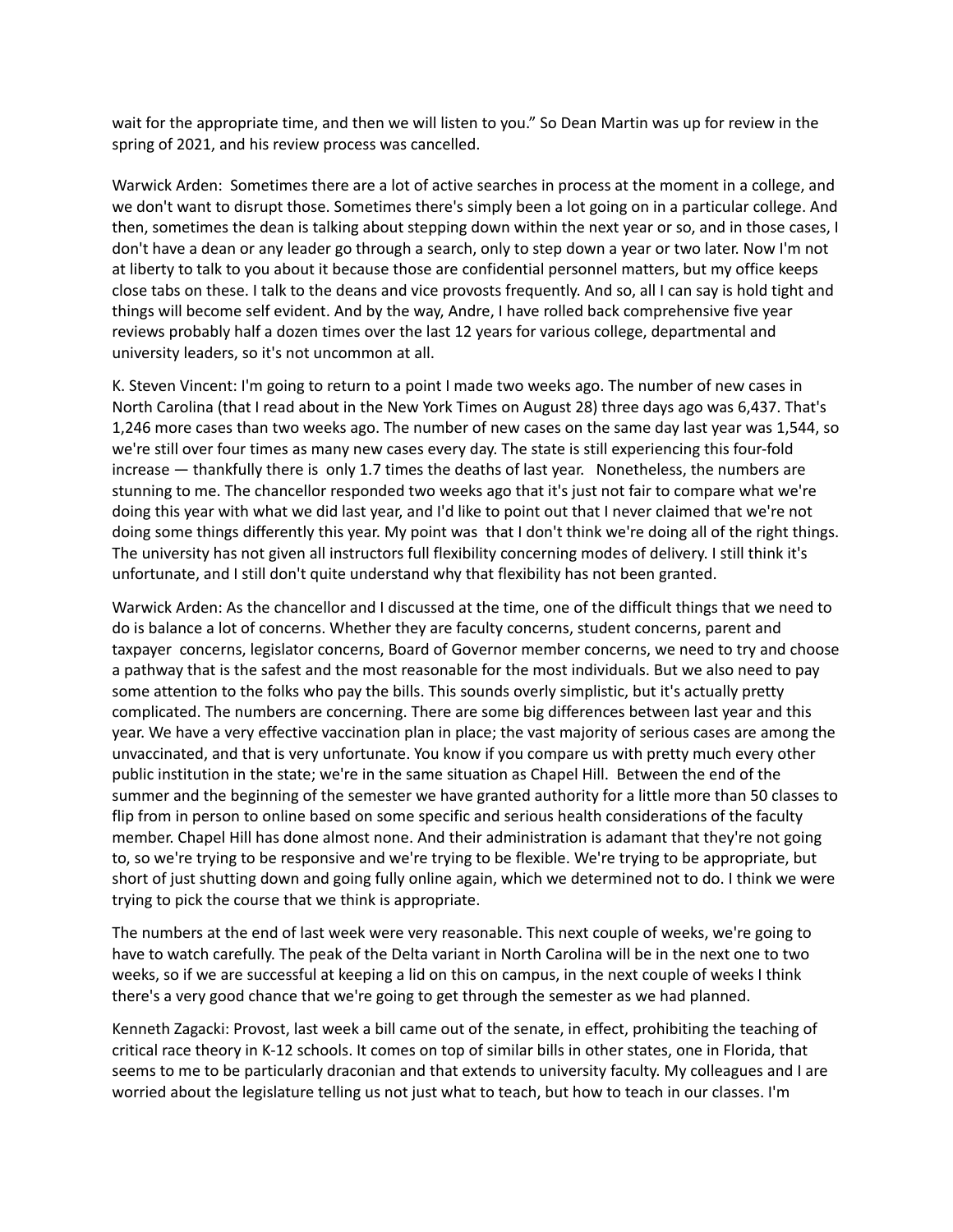wait for the appropriate time, and then we will listen to you." So Dean Martin was up for review in the spring of 2021, and his review process was cancelled.

Warwick Arden: Sometimes there are a lot of active searches in process at the moment in a college, and we don't want to disrupt those. Sometimes there's simply been a lot going on in a particular college. And then, sometimes the dean is talking about stepping down within the next year or so, and in those cases, I don't have a dean or any leader go through a search, only to step down a year or two later. Now I'm not at liberty to talk to you about it because those are confidential personnel matters, but my office keeps close tabs on these. I talk to the deans and vice provosts frequently. And so, all I can say is hold tight and things will become self evident. And by the way, Andre, I have rolled back comprehensive five year reviews probably half a dozen times over the last 12 years for various college, departmental and university leaders, so it's not uncommon at all.

K. Steven Vincent: I'm going to return to a point I made two weeks ago. The number of new cases in North Carolina (that I read about in the New York Times on August 28) three days ago was 6,437. That's 1,246 more cases than two weeks ago. The number of new cases on the same day last year was 1,544, so we're still over four times as many new cases every day. The state is still experiencing this four-fold increase — thankfully there is only 1.7 times the deaths of last year. Nonetheless, the numbers are stunning to me. The chancellor responded two weeks ago that it's just not fair to compare what we're doing this year with what we did last year, and I'd like to point out that I never claimed that we're not doing some things differently this year. My point was that I don't think we're doing all of the right things. The university has not given all instructors full flexibility concerning modes of delivery. I still think it's unfortunate, and I still don't quite understand why that flexibility has not been granted.

Warwick Arden: As the chancellor and I discussed at the time, one of the difficult things that we need to do is balance a lot of concerns. Whether they are faculty concerns, student concerns, parent and taxpayer concerns, legislator concerns, Board of Governor member concerns, we need to try and choose a pathway that is the safest and the most reasonable for the most individuals. But we also need to pay some attention to the folks who pay the bills. This sounds overly simplistic, but it's actually pretty complicated. The numbers are concerning. There are some big differences between last year and this year. We have a very effective vaccination plan in place; the vast majority of serious cases are among the unvaccinated, and that is very unfortunate. You know if you compare us with pretty much every other public institution in the state; we're in the same situation as Chapel Hill. Between the end of the summer and the beginning of the semester we have granted authority for a little more than 50 classes to flip from in person to online based on some specific and serious health considerations of the faculty member. Chapel Hill has done almost none. And their administration is adamant that they're not going to, so we're trying to be responsive and we're trying to be flexible. We're trying to be appropriate, but short of just shutting down and going fully online again, which we determined not to do. I think we were trying to pick the course that we think is appropriate.

The numbers at the end of last week were very reasonable. This next couple of weeks, we're going to have to watch carefully. The peak of the Delta variant in North Carolina will be in the next one to two weeks, so if we are successful at keeping a lid on this on campus, in the next couple of weeks I think there's a very good chance that we're going to get through the semester as we had planned.

Kenneth Zagacki: Provost, last week a bill came out of the senate, in effect, prohibiting the teaching of critical race theory in K-12 schools. It comes on top of similar bills in other states, one in Florida, that seems to me to be particularly draconian and that extends to university faculty. My colleagues and I are worried about the legislature telling us not just what to teach, but how to teach in our classes. I'm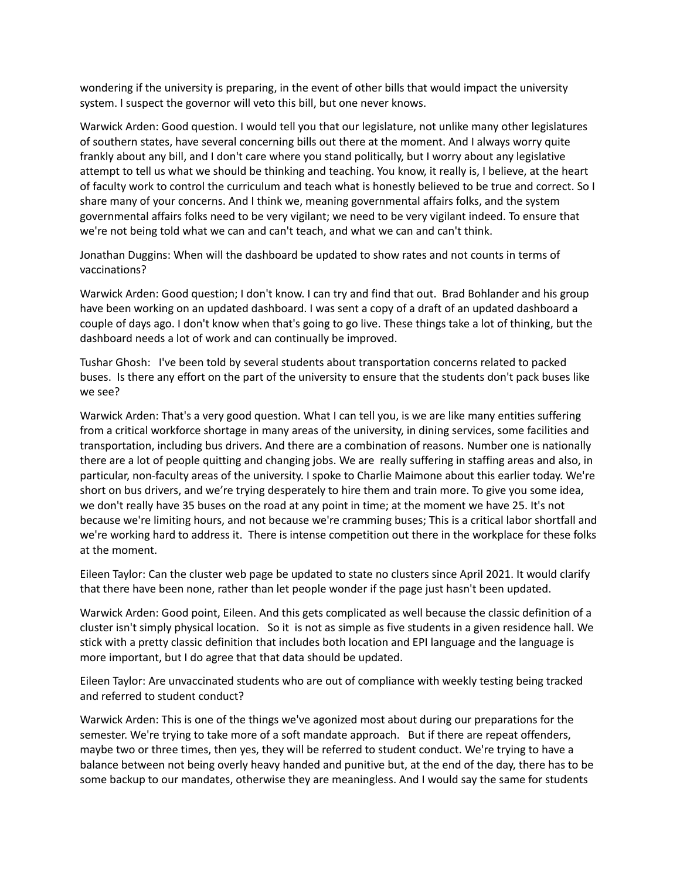wondering if the university is preparing, in the event of other bills that would impact the university system. I suspect the governor will veto this bill, but one never knows.

Warwick Arden: Good question. I would tell you that our legislature, not unlike many other legislatures of southern states, have several concerning bills out there at the moment. And I always worry quite frankly about any bill, and I don't care where you stand politically, but I worry about any legislative attempt to tell us what we should be thinking and teaching. You know, it really is, I believe, at the heart of faculty work to control the curriculum and teach what is honestly believed to be true and correct. So I share many of your concerns. And I think we, meaning governmental affairs folks, and the system governmental affairs folks need to be very vigilant; we need to be very vigilant indeed. To ensure that we're not being told what we can and can't teach, and what we can and can't think.

Jonathan Duggins: When will the dashboard be updated to show rates and not counts in terms of vaccinations?

Warwick Arden: Good question; I don't know. I can try and find that out. Brad Bohlander and his group have been working on an updated dashboard. I was sent a copy of a draft of an updated dashboard a couple of days ago. I don't know when that's going to go live. These things take a lot of thinking, but the dashboard needs a lot of work and can continually be improved.

Tushar Ghosh: I've been told by several students about transportation concerns related to packed buses. Is there any effort on the part of the university to ensure that the students don't pack buses like we see?

Warwick Arden: That's a very good question. What I can tell you, is we are like many entities suffering from a critical workforce shortage in many areas of the university, in dining services, some facilities and transportation, including bus drivers. And there are a combination of reasons. Number one is nationally there are a lot of people quitting and changing jobs. We are really suffering in staffing areas and also, in particular, non-faculty areas of the university. I spoke to Charlie Maimone about this earlier today. We're short on bus drivers, and we're trying desperately to hire them and train more. To give you some idea, we don't really have 35 buses on the road at any point in time; at the moment we have 25. It's not because we're limiting hours, and not because we're cramming buses; This is a critical labor shortfall and we're working hard to address it. There is intense competition out there in the workplace for these folks at the moment.

Eileen Taylor: Can the cluster web page be updated to state no clusters since April 2021. It would clarify that there have been none, rather than let people wonder if the page just hasn't been updated.

Warwick Arden: Good point, Eileen. And this gets complicated as well because the classic definition of a cluster isn't simply physical location. So it is not as simple as five students in a given residence hall. We stick with a pretty classic definition that includes both location and EPI language and the language is more important, but I do agree that that data should be updated.

Eileen Taylor: Are unvaccinated students who are out of compliance with weekly testing being tracked and referred to student conduct?

Warwick Arden: This is one of the things we've agonized most about during our preparations for the semester. We're trying to take more of a soft mandate approach. But if there are repeat offenders, maybe two or three times, then yes, they will be referred to student conduct. We're trying to have a balance between not being overly heavy handed and punitive but, at the end of the day, there has to be some backup to our mandates, otherwise they are meaningless. And I would say the same for students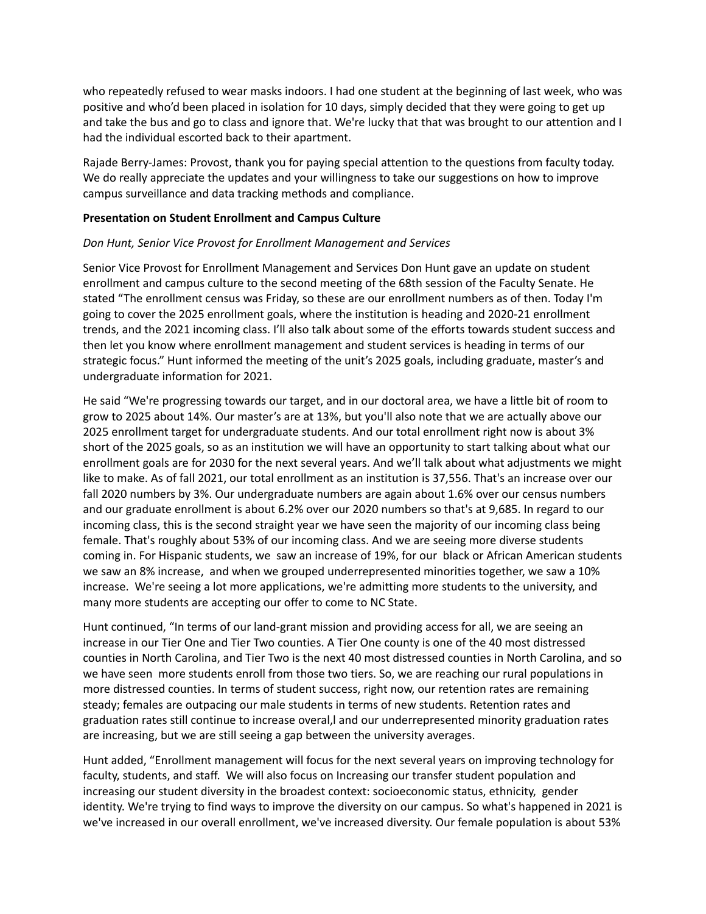who repeatedly refused to wear masks indoors. I had one student at the beginning of last week, who was positive and who'd been placed in isolation for 10 days, simply decided that they were going to get up and take the bus and go to class and ignore that. We're lucky that that was brought to our attention and I had the individual escorted back to their apartment.

Rajade Berry-James: Provost, thank you for paying special attention to the questions from faculty today. We do really appreciate the updates and your willingness to take our suggestions on how to improve campus surveillance and data tracking methods and compliance.

**Presentation on Student Enrollment and Campus Culture**

*Don Hunt, Senior Vice Provost for Enrollment Management and Services*

Senior Vice Provost for Enrollment Management and Services Don Hunt gave an update on student enrollment and campus culture to the second meeting of the 68th session of the Faculty Senate. He stated "The enrollment census was Friday, so these are our enrollment numbers as of then. Today I'm going to cover the 2025 enrollment goals, where the institution is heading and 2020-21 enrollment trends, and the 2021 incoming class. I'll also talk about some of the efforts towards student success and then let you know where enrollment management and student services is heading in terms of our strategic focus." Hunt informed the meeting of the unit's 2025 goals, including graduate, master's and undergraduate information for 2021.

He said "We're progressing towards our target, and in our doctoral area, we have a little bit of room to grow to 2025 about 14%. Our master's are at 13%, but you'll also note that we are actually above our 2025 enrollment target for undergraduate students. And our total enrollment right now is about 3% short of the 2025 goals, so as an institution we will have an opportunity to start talking about what our enrollment goals are for 2030 for the next several years. And we'll talk about what adjustments we might like to make. As of fall 2021, our total enrollment as an institution is 37,556. That's an increase over our fall 2020 numbers by 3%. Our undergraduate numbers are again about 1.6% over our census numbers and our graduate enrollment is about 6.2% over our 2020 numbers so that's at 9,685. In regard to our incoming class, this is the second straight year we have seen the majority of our incoming class being female. That's roughly about 53% of our incoming class. And we are seeing more diverse students coming in. For Hispanic students, we saw an increase of 19%, for our black or African American students we saw an 8% increase, and when we grouped underrepresented minorities together, we saw a 10% increase. We're seeing a lot more applications, we're admitting more students to the university, and many more students are accepting our offer to come to NC State.

Hunt continued, "In terms of our land-grant mission and providing access for all, we are seeing an increase in our Tier One and Tier Two counties. A Tier One county is one of the 40 most distressed counties in North Carolina, and Tier Two is the next 40 most distressed counties in North Carolina, and so we have seen more students enroll from those two tiers. So, we are reaching our rural populations in more distressed counties. In terms of student success, right now, our retention rates are remaining steady; females are outpacing our male students in terms of new students. Retention rates and graduation rates still continue to increase overal,l and our underrepresented minority graduation rates are increasing, but we are still seeing a gap between the university averages.

Hunt added, "Enrollment management will focus for the next several years on improving technology for faculty, students, and staff. We will also focus on Increasing our transfer student population and increasing our student diversity in the broadest context: socioeconomic status, ethnicity, gender identity. We're trying to find ways to improve the diversity on our campus. So what's happened in 2021 is we've increased in our overall enrollment, we've increased diversity. Our female population is about 53%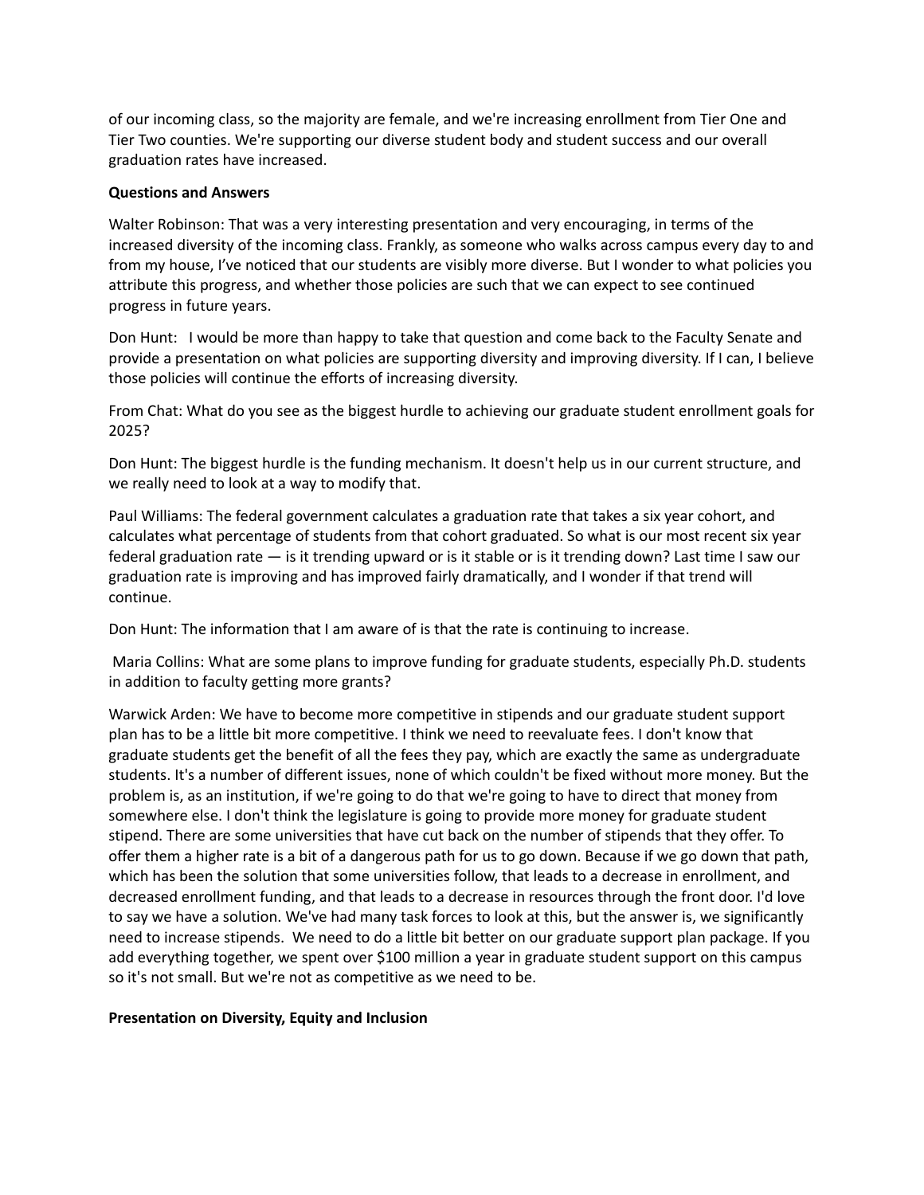of our incoming class, so the majority are female, and we're increasing enrollment from Tier One and Tier Two counties. We're supporting our diverse student body and student success and our overall graduation rates have increased.

**Questions and Answers**

Walter Robinson: That was a very interesting presentation and very encouraging, in terms of the increased diversity of the incoming class. Frankly, as someone who walks across campus every day to and from my house, I've noticed that our students are visibly more diverse. But I wonder to what policies you attribute this progress, and whether those policies are such that we can expect to see continued progress in future years.

Don Hunt: I would be more than happy to take that question and come back to the Faculty Senate and provide a presentation on what policies are supporting diversity and improving diversity. If I can, I believe those policies will continue the efforts of increasing diversity.

From Chat: What do you see as the biggest hurdle to achieving our graduate student enrollment goals for 2025?

Don Hunt: The biggest hurdle is the funding mechanism. It doesn't help us in our current structure, and we really need to look at a way to modify that.

Paul Williams: The federal government calculates a graduation rate that takes a six year cohort, and calculates what percentage of students from that cohort graduated. So what is our most recent six year federal graduation rate — is it trending upward or is it stable or is it trending down? Last time I saw our graduation rate is improving and has improved fairly dramatically, and I wonder if that trend will continue.

Don Hunt: The information that I am aware of is that the rate is continuing to increase.

Maria Collins: What are some plans to improve funding for graduate students, especially Ph.D. students in addition to faculty getting more grants?

Warwick Arden: We have to become more competitive in stipends and our graduate student support plan has to be a little bit more competitive. I think we need to reevaluate fees. I don't know that graduate students get the benefit of all the fees they pay, which are exactly the same as undergraduate students. It's a number of different issues, none of which couldn't be fixed without more money. But the problem is, as an institution, if we're going to do that we're going to have to direct that money from somewhere else. I don't think the legislature is going to provide more money for graduate student stipend. There are some universities that have cut back on the number of stipends that they offer. To offer them a higher rate is a bit of a dangerous path for us to go down. Because if we go down that path, which has been the solution that some universities follow, that leads to a decrease in enrollment, and decreased enrollment funding, and that leads to a decrease in resources through the front door. I'd love to say we have a solution. We've had many task forces to look at this, but the answer is, we significantly need to increase stipends. We need to do a little bit better on our graduate support plan package. If you add everything together, we spent over $100 million a year in graduate student support on this campus so it's not small. But we're not as competitive as we need to be.

**Presentation on Diversity, Equity and Inclusion**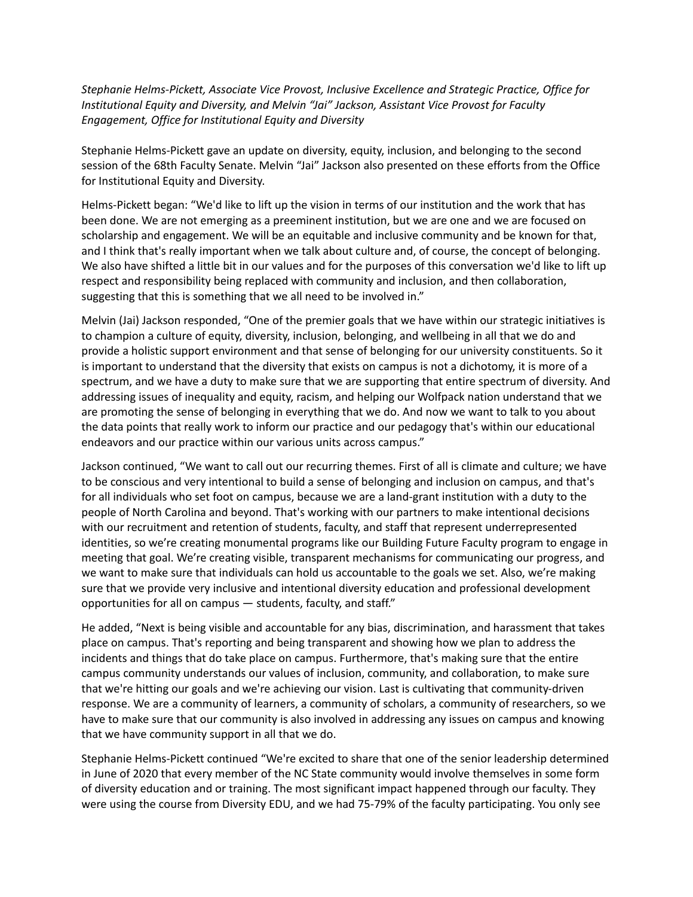*Stephanie Helms-Pickett, Associate Vice Provost, Inclusive Excellence and Strategic Practice, Office for Institutional Equity and Diversity, and Melvin "Jai" Jackson, Assistant Vice Provost for Faculty Engagement, Office for Institutional Equity and Diversity*

Stephanie Helms-Pickett gave an update on diversity, equity, inclusion, and belonging to the second session of the 68th Faculty Senate. Melvin "Jai" Jackson also presented on these efforts from the Office for Institutional Equity and Diversity.

Helms-Pickett began: "We'd like to lift up the vision in terms of our institution and the work that has been done. We are not emerging as a preeminent institution, but we are one and we are focused on scholarship and engagement. We will be an equitable and inclusive community and be known for that, and I think that's really important when we talk about culture and, of course, the concept of belonging. We also have shifted a little bit in our values and for the purposes of this conversation we'd like to lift up respect and responsibility being replaced with community and inclusion, and then collaboration, suggesting that this is something that we all need to be involved in."

Melvin (Jai) Jackson responded, "One of the premier goals that we have within our strategic initiatives is to champion a culture of equity, diversity, inclusion, belonging, and wellbeing in all that we do and provide a holistic support environment and that sense of belonging for our university constituents. So it is important to understand that the diversity that exists on campus is not a dichotomy, it is more of a spectrum, and we have a duty to make sure that we are supporting that entire spectrum of diversity. And addressing issues of inequality and equity, racism, and helping our Wolfpack nation understand that we are promoting the sense of belonging in everything that we do. And now we want to talk to you about the data points that really work to inform our practice and our pedagogy that's within our educational endeavors and our practice within our various units across campus."

Jackson continued, "We want to call out our recurring themes. First of all is climate and culture; we have to be conscious and very intentional to build a sense of belonging and inclusion on campus, and that's for all individuals who set foot on campus, because we are a land-grant institution with a duty to the people of North Carolina and beyond. That's working with our partners to make intentional decisions with our recruitment and retention of students, faculty, and staff that represent underrepresented identities, so we're creating monumental programs like our Building Future Faculty program to engage in meeting that goal. We're creating visible, transparent mechanisms for communicating our progress, and we want to make sure that individuals can hold us accountable to the goals we set. Also, we're making sure that we provide very inclusive and intentional diversity education and professional development opportunities for all on campus — students, faculty, and staff."

He added, "Next is being visible and accountable for any bias, discrimination, and harassment that takes place on campus. That's reporting and being transparent and showing how we plan to address the incidents and things that do take place on campus. Furthermore, that's making sure that the entire campus community understands our values of inclusion, community, and collaboration, to make sure that we're hitting our goals and we're achieving our vision. Last is cultivating that community-driven response. We are a community of learners, a community of scholars, a community of researchers, so we have to make sure that our community is also involved in addressing any issues on campus and knowing that we have community support in all that we do.

Stephanie Helms-Pickett continued "We're excited to share that one of the senior leadership determined in June of 2020 that every member of the NC State community would involve themselves in some form of diversity education and or training. The most significant impact happened through our faculty. They were using the course from Diversity EDU, and we had 75-79% of the faculty participating. You only see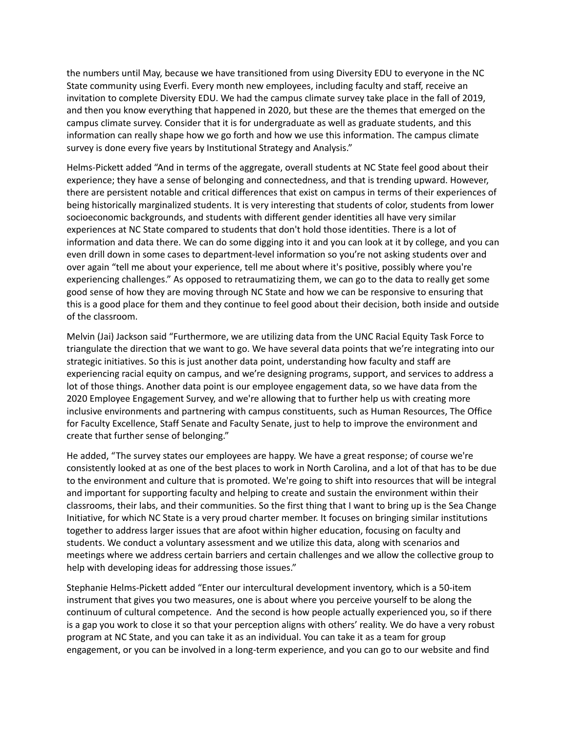the numbers until May, because we have transitioned from using Diversity EDU to everyone in the NC State community using Everfi. Every month new employees, including faculty and staff, receive an invitation to complete Diversity EDU. We had the campus climate survey take place in the fall of 2019, and then you know everything that happened in 2020, but these are the themes that emerged on the campus climate survey. Consider that it is for undergraduate as well as graduate students, and this information can really shape how we go forth and how we use this information. The campus climate survey is done every five years by Institutional Strategy and Analysis."

Helms-Pickett added "And in terms of the aggregate, overall students at NC State feel good about their experience; they have a sense of belonging and connectedness, and that is trending upward. However, there are persistent notable and critical differences that exist on campus in terms of their experiences of being historically marginalized students. It is very interesting that students of color, students from lower socioeconomic backgrounds, and students with different gender identities all have very similar experiences at NC State compared to students that don't hold those identities. There is a lot of information and data there. We can do some digging into it and you can look at it by college, and you can even drill down in some cases to department-level information so you're not asking students over and over again "tell me about your experience, tell me about where it's positive, possibly where you're experiencing challenges." As opposed to retraumatizing them, we can go to the data to really get some good sense of how they are moving through NC State and how we can be responsive to ensuring that this is a good place for them and they continue to feel good about their decision, both inside and outside of the classroom.

Melvin (Jai) Jackson said "Furthermore, we are utilizing data from the UNC Racial Equity Task Force to triangulate the direction that we want to go. We have several data points that we're integrating into our strategic initiatives. So this is just another data point, understanding how faculty and staff are experiencing racial equity on campus, and we're designing programs, support, and services to address a lot of those things. Another data point is our employee engagement data, so we have data from the 2020 Employee Engagement Survey, and we're allowing that to further help us with creating more inclusive environments and partnering with campus constituents, such as Human Resources, The Office for Faculty Excellence, Staff Senate and Faculty Senate, just to help to improve the environment and create that further sense of belonging."

He added, "The survey states our employees are happy. We have a great response; of course we're consistently looked at as one of the best places to work in North Carolina, and a lot of that has to be due to the environment and culture that is promoted. We're going to shift into resources that will be integral and important for supporting faculty and helping to create and sustain the environment within their classrooms, their labs, and their communities. So the first thing that I want to bring up is the Sea Change Initiative, for which NC State is a very proud charter member. It focuses on bringing similar institutions together to address larger issues that are afoot within higher education, focusing on faculty and students. We conduct a voluntary assessment and we utilize this data, along with scenarios and meetings where we address certain barriers and certain challenges and we allow the collective group to help with developing ideas for addressing those issues."

Stephanie Helms-Pickett added "Enter our intercultural development inventory, which is a 50-item instrument that gives you two measures, one is about where you perceive yourself to be along the continuum of cultural competence. And the second is how people actually experienced you, so if there is a gap you work to close it so that your perception aligns with others' reality. We do have a very robust program at NC State, and you can take it as an individual. You can take it as a team for group engagement, or you can be involved in a long-term experience, and you can go to our website and find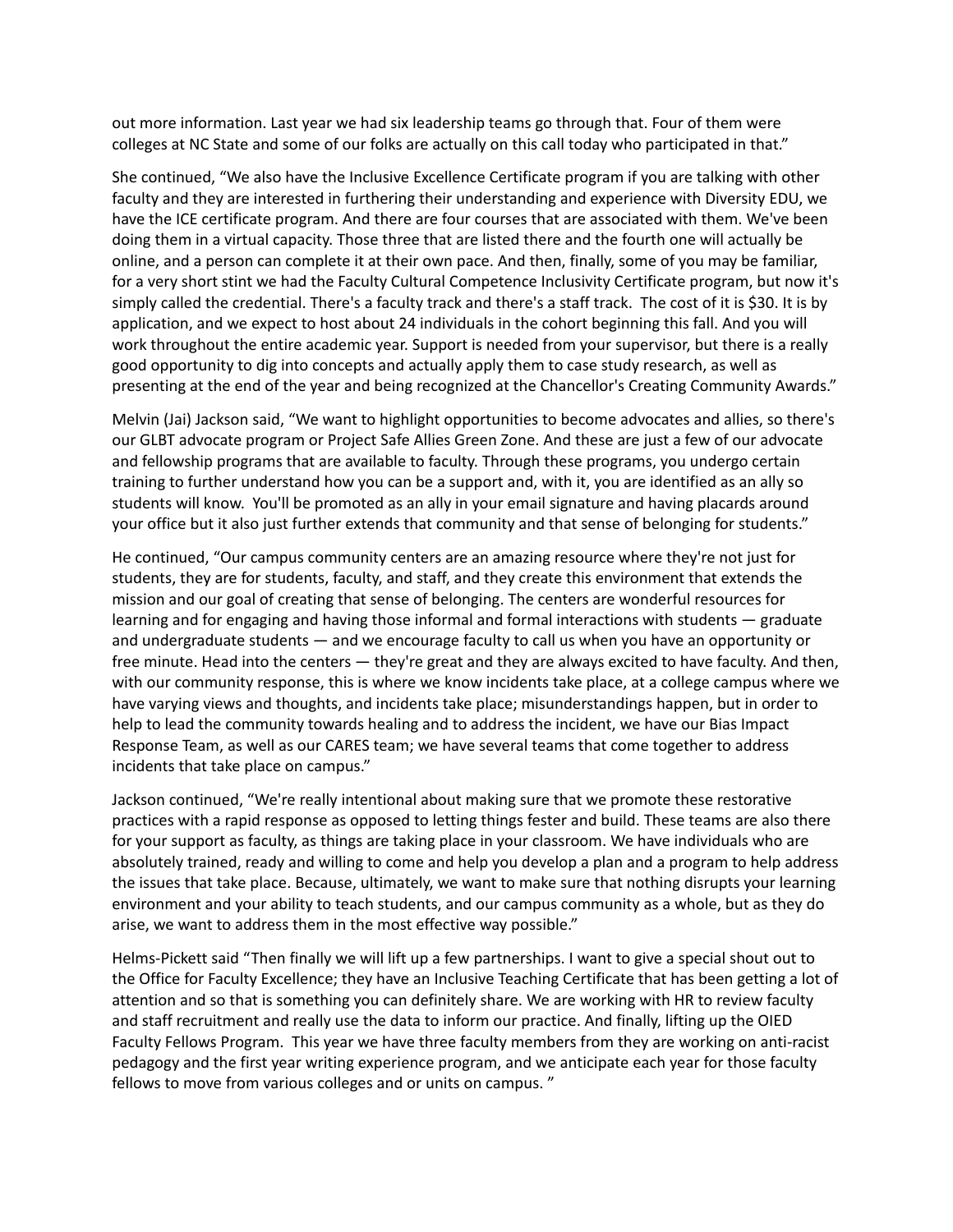out more information. Last year we had six leadership teams go through that. Four of them were colleges at NC State and some of our folks are actually on this call today who participated in that."

She continued, "We also have the Inclusive Excellence Certificate program if you are talking with other faculty and they are interested in furthering their understanding and experience with Diversity EDU, we have the ICE certificate program. And there are four courses that are associated with them. We've been doing them in a virtual capacity. Those three that are listed there and the fourth one will actually be online, and a person can complete it at their own pace. And then, finally, some of you may be familiar, for a very short stint we had the Faculty Cultural Competence Inclusivity Certificate program, but now it's simply called the credential. There's a faculty track and there's a staff track.  The cost of it is $30. It is by application, and we expect to host about 24 individuals in the cohort beginning this fall. And you will work throughout the entire academic year. Support is needed from your supervisor, but there is a really good opportunity to dig into concepts and actually apply them to case study research, as well as presenting at the end of the year and being recognized at the Chancellor's Creating Community Awards."

Melvin (Jai) Jackson said, "We want to highlight opportunities to become advocates and allies, so there's our GLBT advocate program or Project Safe Allies Green Zone. And these are just a few of our advocate and fellowship programs that are available to faculty. Through these programs, you undergo certain training to further understand how you can be a support and, with it, you are identified as an ally so students will know.  You'll be promoted as an ally in your email signature and having placards around your office but it also just further extends that community and that sense of belonging for students."

He continued, "Our campus community centers are an amazing resource where they're not just for students, they are for students, faculty, and staff, and they create this environment that extends the mission and our goal of creating that sense of belonging. The centers are wonderful resources for learning and for engaging and having those informal and formal interactions with students — graduate and undergraduate students — and we encourage faculty to call us when you have an opportunity or free minute. Head into the centers — they're great and they are always excited to have faculty. And then, with our community response, this is where we know incidents take place, at a college campus where we have varying views and thoughts, and incidents take place; misunderstandings happen, but in order to help to lead the community towards healing and to address the incident, we have our Bias Impact Response Team, as well as our CARES team; we have several teams that come together to address incidents that take place on campus."

Jackson continued, "We're really intentional about making sure that we promote these restorative practices with a rapid response as opposed to letting things fester and build. These teams are also there for your support as faculty, as things are taking place in your classroom. We have individuals who are absolutely trained, ready and willing to come and help you develop a plan and a program to help address the issues that take place. Because, ultimately, we want to make sure that nothing disrupts your learning environment and your ability to teach students, and our campus community as a whole, but as they do arise, we want to address them in the most effective way possible."

Helms-Pickett said "Then finally we will lift up a few partnerships. I want to give a special shout out to the Office for Faculty Excellence; they have an Inclusive Teaching Certificate that has been getting a lot of attention and so that is something you can definitely share. We are working with HR to review faculty and staff recruitment and really use the data to inform our practice. And finally, lifting up the OIED Faculty Fellows Program.  This year we have three faculty members from they are working on anti-racist pedagogy and the first year writing experience program, and we anticipate each year for those faculty fellows to move from various colleges and or units on campus. "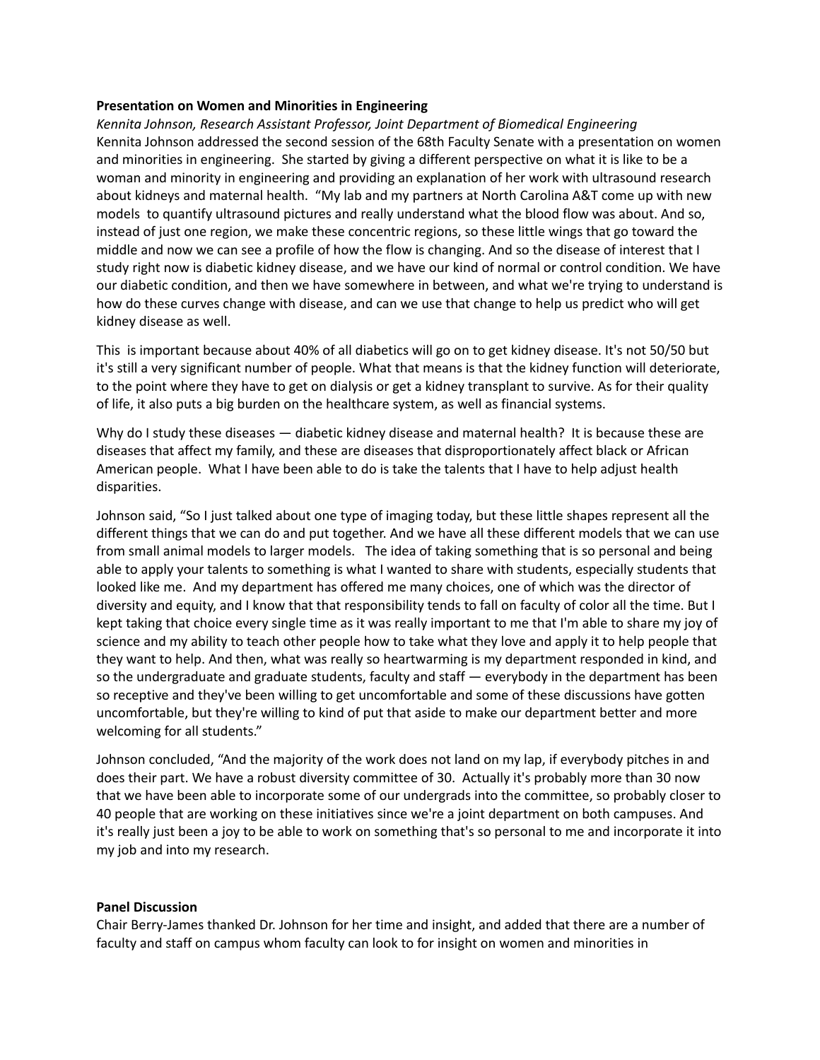**Presentation on Women and Minorities in Engineering**

*Kennita Johnson, Research Assistant Professor, Joint Department of Biomedical Engineering*

Kennita Johnson addressed the second session of the 68th Faculty Senate with a presentation on women and minorities in engineering. She started by giving a different perspective on what it is like to be a woman and minority in engineering and providing an explanation of her work with ultrasound research about kidneys and maternal health. "My lab and my partners at North Carolina A&T come up with new models to quantify ultrasound pictures and really understand what the blood flow was about. And so, instead of just one region, we make these concentric regions, so these little wings that go toward the middle and now we can see a profile of how the flow is changing. And so the disease of interest that I study right now is diabetic kidney disease, and we have our kind of normal or control condition. We have our diabetic condition, and then we have somewhere in between, and what we're trying to understand is how do these curves change with disease, and can we use that change to help us predict who will get kidney disease as well.

This is important because about 40% of all diabetics will go on to get kidney disease. It's not 50/50 but it's still a very significant number of people. What that means is that the kidney function will deteriorate, to the point where they have to get on dialysis or get a kidney transplant to survive. As for their quality of life, it also puts a big burden on the healthcare system, as well as financial systems.

Why do I study these diseases — diabetic kidney disease and maternal health? It is because these are diseases that affect my family, and these are diseases that disproportionately affect black or African American people. What I have been able to do is take the talents that I have to help adjust health disparities.

Johnson said, "So I just talked about one type of imaging today, but these little shapes represent all the different things that we can do and put together. And we have all these different models that we can use from small animal models to larger models. The idea of taking something that is so personal and being able to apply your talents to something is what I wanted to share with students, especially students that looked like me. And my department has offered me many choices, one of which was the director of diversity and equity, and I know that that responsibility tends to fall on faculty of color all the time. But I kept taking that choice every single time as it was really important to me that I'm able to share my joy of science and my ability to teach other people how to take what they love and apply it to help people that they want to help. And then, what was really so heartwarming is my department responded in kind, and so the undergraduate and graduate students, faculty and staff — everybody in the department has been so receptive and they've been willing to get uncomfortable and some of these discussions have gotten uncomfortable, but they're willing to kind of put that aside to make our department better and more welcoming for all students."

Johnson concluded, "And the majority of the work does not land on my lap, if everybody pitches in and does their part. We have a robust diversity committee of 30. Actually it's probably more than 30 now that we have been able to incorporate some of our undergrads into the committee, so probably closer to 40 people that are working on these initiatives since we're a joint department on both campuses. And it's really just been a joy to be able to work on something that's so personal to me and incorporate it into my job and into my research.

**Panel Discussion**

Chair Berry-James thanked Dr. Johnson for her time and insight, and added that there are a number of faculty and staff on campus whom faculty can look to for insight on women and minorities in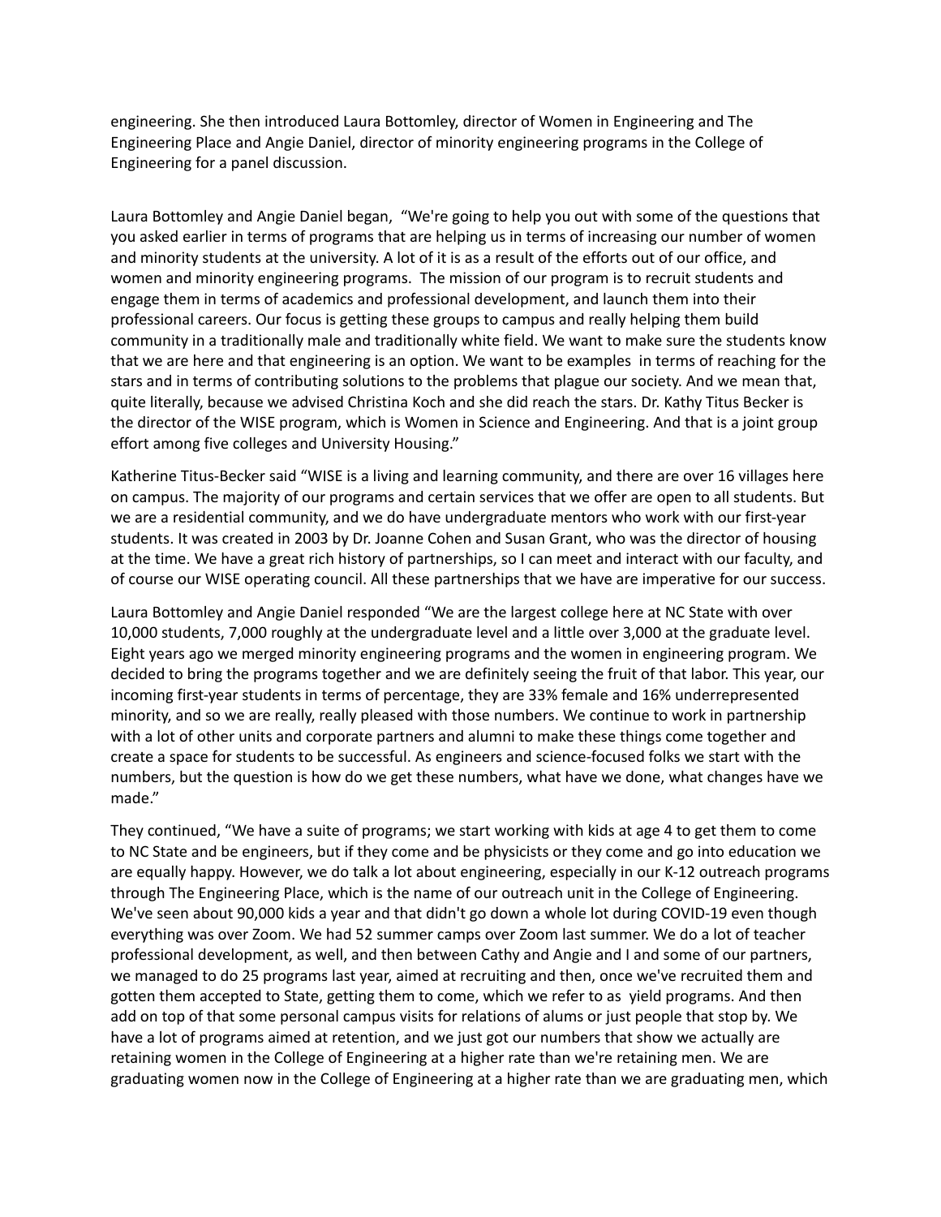engineering. She then introduced Laura Bottomley, director of Women in Engineering and The Engineering Place and Angie Daniel, director of minority engineering programs in the College of Engineering for a panel discussion.

Laura Bottomley and Angie Daniel began, "We're going to help you out with some of the questions that you asked earlier in terms of programs that are helping us in terms of increasing our number of women and minority students at the university. A lot of it is as a result of the efforts out of our office, and women and minority engineering programs. The mission of our program is to recruit students and engage them in terms of academics and professional development, and launch them into their professional careers. Our focus is getting these groups to campus and really helping them build community in a traditionally male and traditionally white field. We want to make sure the students know that we are here and that engineering is an option. We want to be examples in terms of reaching for the stars and in terms of contributing solutions to the problems that plague our society. And we mean that, quite literally, because we advised Christina Koch and she did reach the stars. Dr. Kathy Titus Becker is the director of the WISE program, which is Women in Science and Engineering. And that is a joint group effort among five colleges and University Housing."

Katherine Titus-Becker said "WISE is a living and learning community, and there are over 16 villages here on campus. The majority of our programs and certain services that we offer are open to all students. But we are a residential community, and we do have undergraduate mentors who work with our first-year students. It was created in 2003 by Dr. Joanne Cohen and Susan Grant, who was the director of housing at the time. We have a great rich history of partnerships, so I can meet and interact with our faculty, and of course our WISE operating council. All these partnerships that we have are imperative for our success.

Laura Bottomley and Angie Daniel responded "We are the largest college here at NC State with over 10,000 students, 7,000 roughly at the undergraduate level and a little over 3,000 at the graduate level. Eight years ago we merged minority engineering programs and the women in engineering program. We decided to bring the programs together and we are definitely seeing the fruit of that labor. This year, our incoming first-year students in terms of percentage, they are 33% female and 16% underrepresented minority, and so we are really, really pleased with those numbers. We continue to work in partnership with a lot of other units and corporate partners and alumni to make these things come together and create a space for students to be successful. As engineers and science-focused folks we start with the numbers, but the question is how do we get these numbers, what have we done, what changes have we made."

They continued, "We have a suite of programs; we start working with kids at age 4 to get them to come to NC State and be engineers, but if they come and be physicists or they come and go into education we are equally happy. However, we do talk a lot about engineering, especially in our K-12 outreach programs through The Engineering Place, which is the name of our outreach unit in the College of Engineering. We've seen about 90,000 kids a year and that didn't go down a whole lot during COVID-19 even though everything was over Zoom. We had 52 summer camps over Zoom last summer. We do a lot of teacher professional development, as well, and then between Cathy and Angie and I and some of our partners, we managed to do 25 programs last year, aimed at recruiting and then, once we've recruited them and gotten them accepted to State, getting them to come, which we refer to as yield programs. And then add on top of that some personal campus visits for relations of alums or just people that stop by. We have a lot of programs aimed at retention, and we just got our numbers that show we actually are retaining women in the College of Engineering at a higher rate than we're retaining men. We are graduating women now in the College of Engineering at a higher rate than we are graduating men, which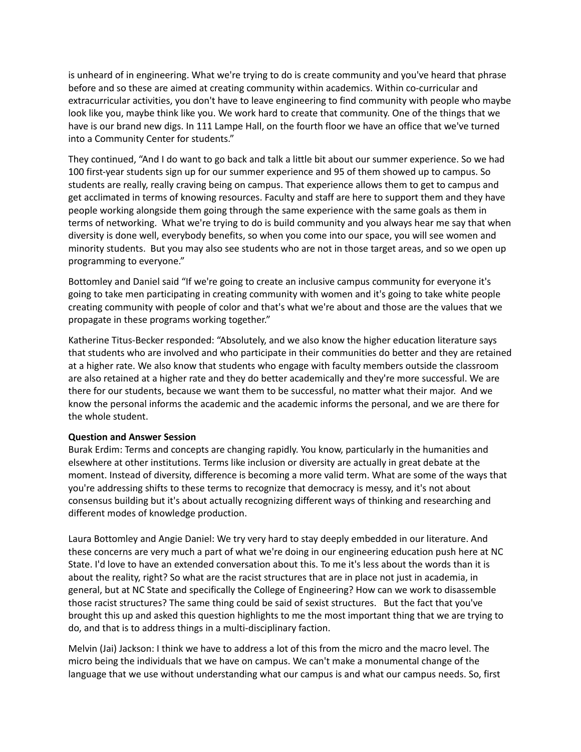is unheard of in engineering. What we're trying to do is create community and you've heard that phrase before and so these are aimed at creating community within academics. Within co-curricular and extracurricular activities, you don't have to leave engineering to find community with people who maybe look like you, maybe think like you. We work hard to create that community. One of the things that we have is our brand new digs. In 111 Lampe Hall, on the fourth floor we have an office that we've turned into a Community Center for students."

They continued, "And I do want to go back and talk a little bit about our summer experience. So we had 100 first-year students sign up for our summer experience and 95 of them showed up to campus. So students are really, really craving being on campus. That experience allows them to get to campus and get acclimated in terms of knowing resources. Faculty and staff are here to support them and they have people working alongside them going through the same experience with the same goals as them in terms of networking. What we're trying to do is build community and you always hear me say that when diversity is done well, everybody benefits, so when you come into our space, you will see women and minority students. But you may also see students who are not in those target areas, and so we open up programming to everyone."

Bottomley and Daniel said "If we're going to create an inclusive campus community for everyone it's going to take men participating in creating community with women and it's going to take white people creating community with people of color and that's what we're about and those are the values that we propagate in these programs working together."

Katherine Titus-Becker responded: "Absolutely, and we also know the higher education literature says that students who are involved and who participate in their communities do better and they are retained at a higher rate. We also know that students who engage with faculty members outside the classroom are also retained at a higher rate and they do better academically and they're more successful. We are there for our students, because we want them to be successful, no matter what their major. And we know the personal informs the academic and the academic informs the personal, and we are there for the whole student.

**Question and Answer Session**

Burak Erdim: Terms and concepts are changing rapidly. You know, particularly in the humanities and elsewhere at other institutions. Terms like inclusion or diversity are actually in great debate at the moment. Instead of diversity, difference is becoming a more valid term. What are some of the ways that you're addressing shifts to these terms to recognize that democracy is messy, and it's not about consensus building but it's about actually recognizing different ways of thinking and researching and different modes of knowledge production.

Laura Bottomley and Angie Daniel: We try very hard to stay deeply embedded in our literature. And these concerns are very much a part of what we're doing in our engineering education push here at NC State. I'd love to have an extended conversation about this. To me it's less about the words than it is about the reality, right? So what are the racist structures that are in place not just in academia, in general, but at NC State and specifically the College of Engineering? How can we work to disassemble those racist structures? The same thing could be said of sexist structures. But the fact that you've brought this up and asked this question highlights to me the most important thing that we are trying to do, and that is to address things in a multi-disciplinary faction.

Melvin (Jai) Jackson: I think we have to address a lot of this from the micro and the macro level. The micro being the individuals that we have on campus. We can't make a monumental change of the language that we use without understanding what our campus is and what our campus needs. So, first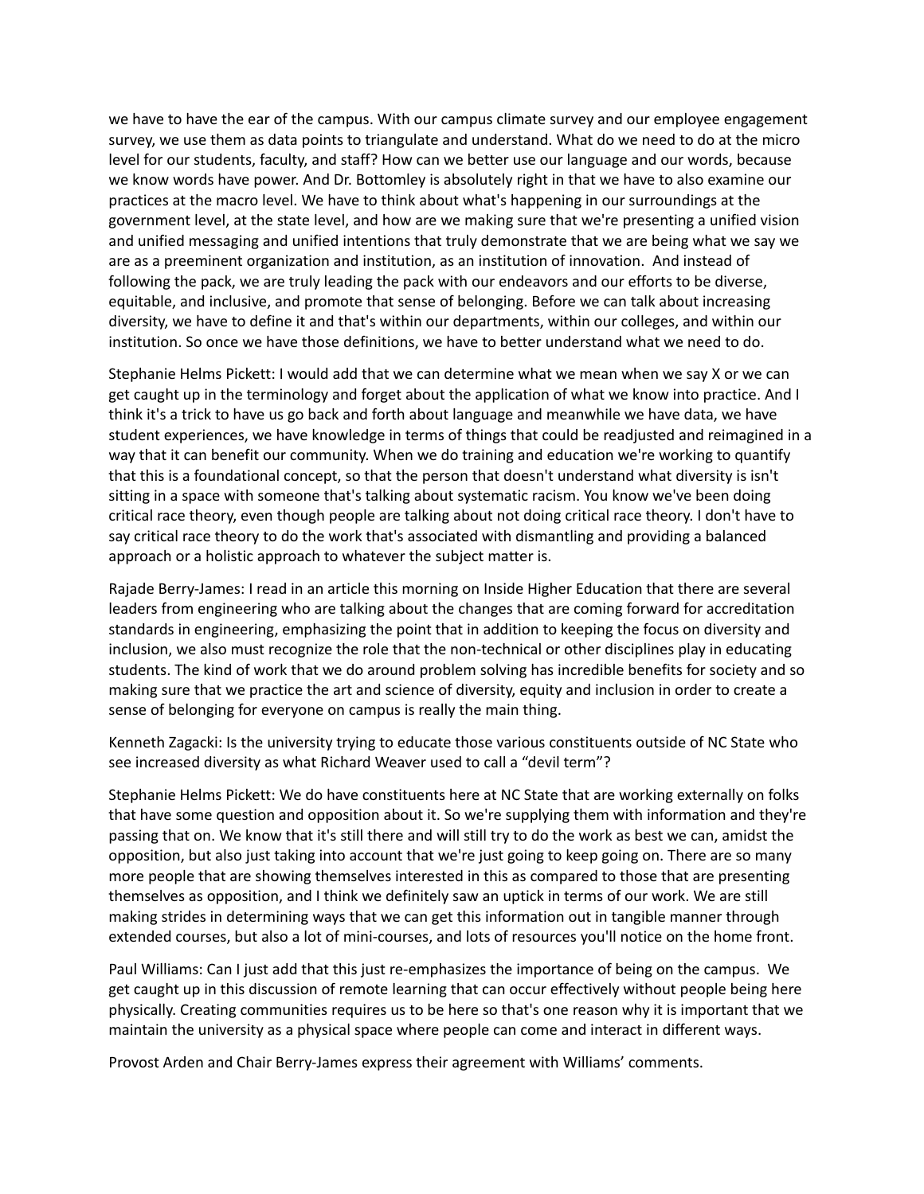we have to have the ear of the campus. With our campus climate survey and our employee engagement survey, we use them as data points to triangulate and understand. What do we need to do at the micro level for our students, faculty, and staff? How can we better use our language and our words, because we know words have power. And Dr. Bottomley is absolutely right in that we have to also examine our practices at the macro level. We have to think about what's happening in our surroundings at the government level, at the state level, and how are we making sure that we're presenting a unified vision and unified messaging and unified intentions that truly demonstrate that we are being what we say we are as a preeminent organization and institution, as an institution of innovation. And instead of following the pack, we are truly leading the pack with our endeavors and our efforts to be diverse, equitable, and inclusive, and promote that sense of belonging. Before we can talk about increasing diversity, we have to define it and that's within our departments, within our colleges, and within our institution. So once we have those definitions, we have to better understand what we need to do.

Stephanie Helms Pickett: I would add that we can determine what we mean when we say X or we can get caught up in the terminology and forget about the application of what we know into practice. And I think it's a trick to have us go back and forth about language and meanwhile we have data, we have student experiences, we have knowledge in terms of things that could be readjusted and reimagined in a way that it can benefit our community. When we do training and education we're working to quantify that this is a foundational concept, so that the person that doesn't understand what diversity is isn't sitting in a space with someone that's talking about systematic racism. You know we've been doing critical race theory, even though people are talking about not doing critical race theory. I don't have to say critical race theory to do the work that's associated with dismantling and providing a balanced approach or a holistic approach to whatever the subject matter is.

Rajade Berry-James: I read in an article this morning on Inside Higher Education that there are several leaders from engineering who are talking about the changes that are coming forward for accreditation standards in engineering, emphasizing the point that in addition to keeping the focus on diversity and inclusion, we also must recognize the role that the non-technical or other disciplines play in educating students. The kind of work that we do around problem solving has incredible benefits for society and so making sure that we practice the art and science of diversity, equity and inclusion in order to create a sense of belonging for everyone on campus is really the main thing.

Kenneth Zagacki: Is the university trying to educate those various constituents outside of NC State who see increased diversity as what Richard Weaver used to call a "devil term"?

Stephanie Helms Pickett: We do have constituents here at NC State that are working externally on folks that have some question and opposition about it. So we're supplying them with information and they're passing that on. We know that it's still there and will still try to do the work as best we can, amidst the opposition, but also just taking into account that we're just going to keep going on. There are so many more people that are showing themselves interested in this as compared to those that are presenting themselves as opposition, and I think we definitely saw an uptick in terms of our work. We are still making strides in determining ways that we can get this information out in tangible manner through extended courses, but also a lot of mini-courses, and lots of resources you'll notice on the home front.

Paul Williams: Can I just add that this just re-emphasizes the importance of being on the campus. We get caught up in this discussion of remote learning that can occur effectively without people being here physically. Creating communities requires us to be here so that's one reason why it is important that we maintain the university as a physical space where people can come and interact in different ways.

Provost Arden and Chair Berry-James express their agreement with Williams' comments.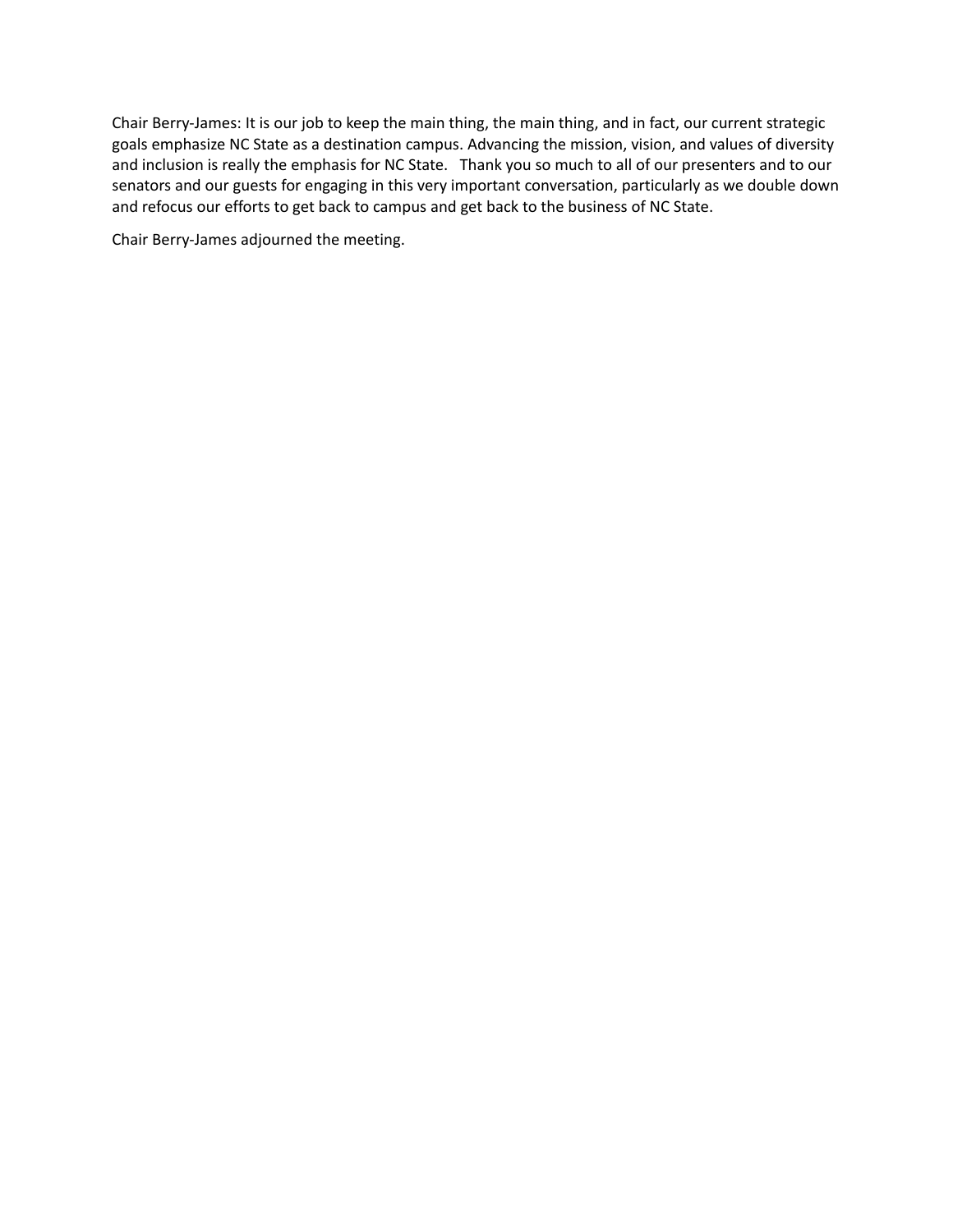Chair Berry-James: It is our job to keep the main thing, the main thing, and in fact, our current strategic goals emphasize NC State as a destination campus. Advancing the mission, vision, and values of diversity and inclusion is really the emphasis for NC State. Thank you so much to all of our presenters and to our senators and our guests for engaging in this very important conversation, particularly as we double down and refocus our efforts to get back to campus and get back to the business of NC State.

Chair Berry-James adjourned the meeting.